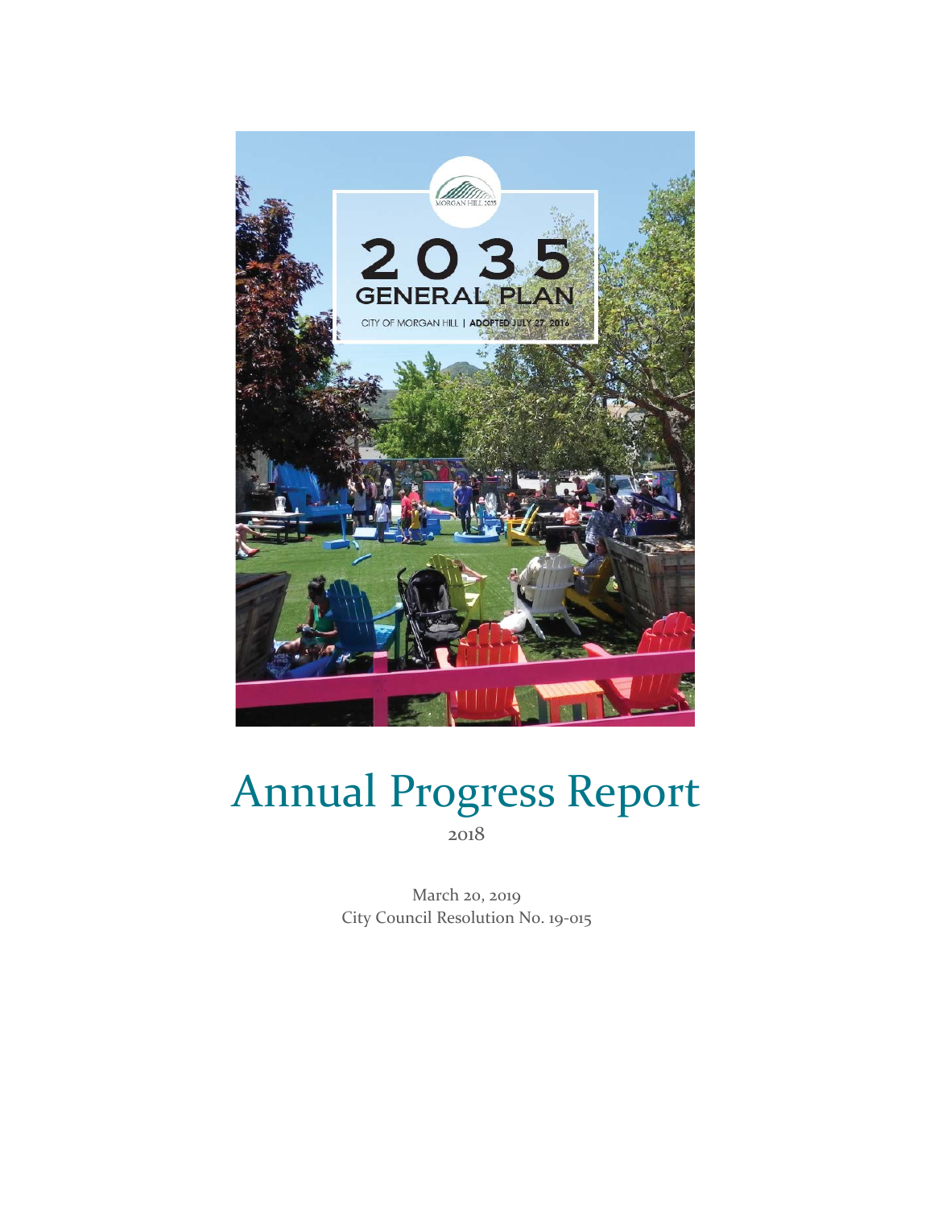MORGAN HILL 2035

2035
GENERAL PLAN

CITY OF MORGAN HILL | ADOPTED JULY 27, 2016

# Annual Progress Report

2018

March 20, 2019
City Council Resolution No. 19-015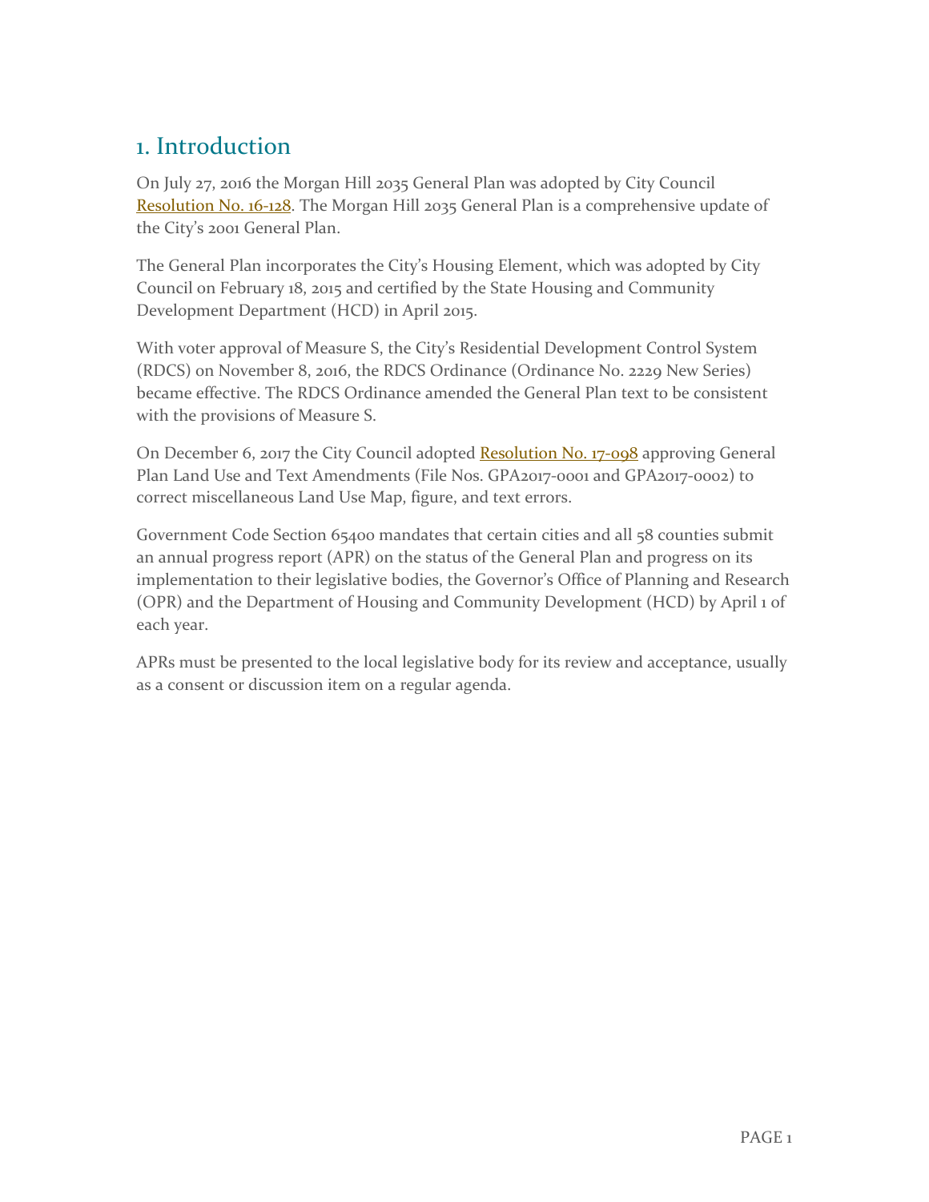# 1. Introduction

On July 27, 2016 the Morgan Hill 2035 General Plan was adopted by City Council Resolution No. 16-128. The Morgan Hill 2035 General Plan is a comprehensive update of the City's 2001 General Plan.

The General Plan incorporates the City's Housing Element, which was adopted by City Council on February 18, 2015 and certified by the State Housing and Community Development Department (HCD) in April 2015.

With voter approval of Measure S, the City's Residential Development Control System (RDCS) on November 8, 2016, the RDCS Ordinance (Ordinance No. 2229 New Series) became effective. The RDCS Ordinance amended the General Plan text to be consistent with the provisions of Measure S.

On December 6, 2017 the City Council adopted Resolution No. 17-098 approving General Plan Land Use and Text Amendments (File Nos. GPA2017-0001 and GPA2017-0002) to correct miscellaneous Land Use Map, figure, and text errors.

Government Code Section 65400 mandates that certain cities and all 58 counties submit an annual progress report (APR) on the status of the General Plan and progress on its implementation to their legislative bodies, the Governor's Office of Planning and Research (OPR) and the Department of Housing and Community Development (HCD) by April 1 of each year.

APRs must be presented to the local legislative body for its review and acceptance, usually as a consent or discussion item on a regular agenda.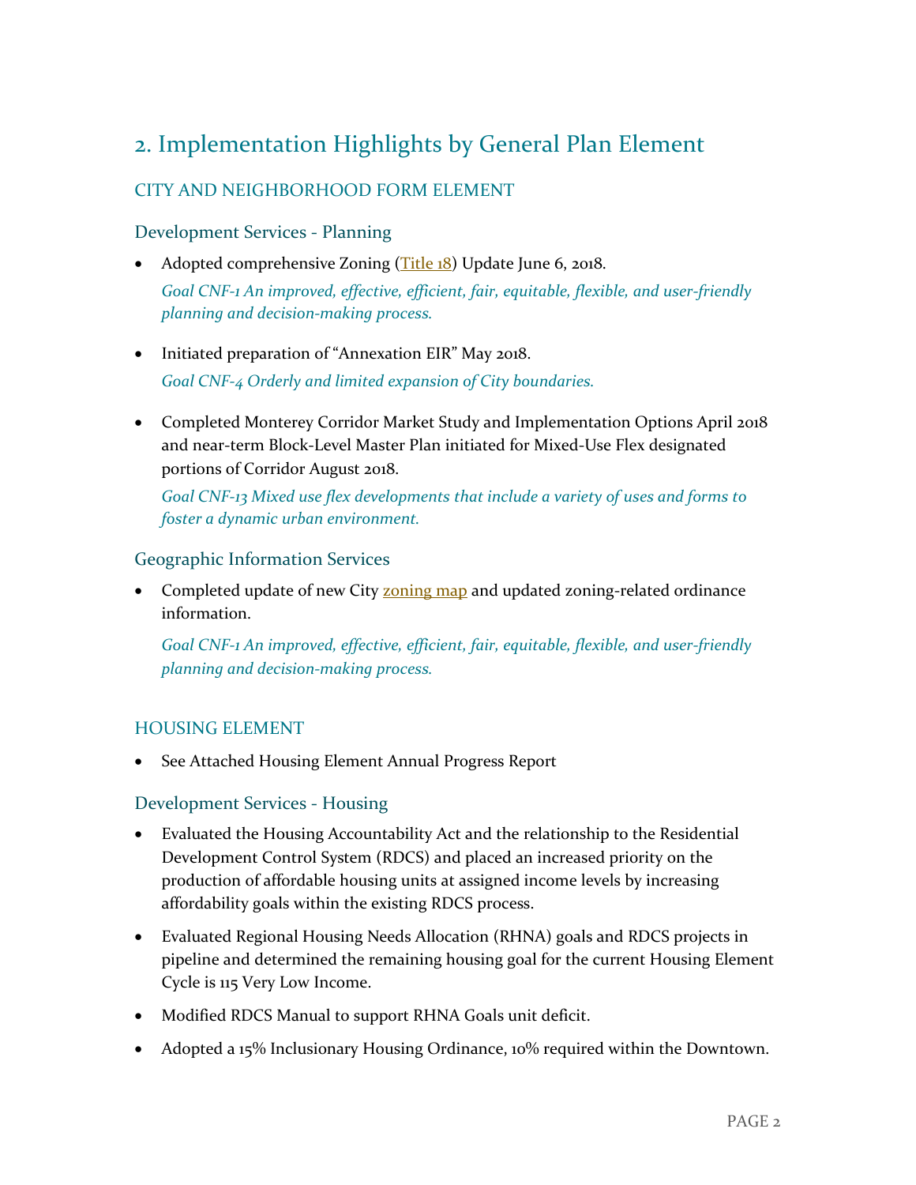## 2. Implementation Highlights by General Plan Element

### CITY AND NEIGHBORHOOD FORM ELEMENT

#### Development Services - Planning

- Adopted comprehensive Zoning (Title 18) Update June 6, 2018.

  *Goal CNF-1 An improved, effective, efficient, fair, equitable, flexible, and user-friendly planning and decision-making process.*

- Initiated preparation of "Annexation EIR" May 2018.

  *Goal CNF-4 Orderly and limited expansion of City boundaries.*

- Completed Monterey Corridor Market Study and Implementation Options April 2018 and near-term Block-Level Master Plan initiated for Mixed-Use Flex designated portions of Corridor August 2018.

  *Goal CNF-13 Mixed use flex developments that include a variety of uses and forms to foster a dynamic urban environment.*

#### Geographic Information Services

- Completed update of new City zoning map and updated zoning-related ordinance information.

  *Goal CNF-1 An improved, effective, efficient, fair, equitable, flexible, and user-friendly planning and decision-making process.*

### HOUSING ELEMENT

- See Attached Housing Element Annual Progress Report

#### Development Services - Housing

- Evaluated the Housing Accountability Act and the relationship to the Residential Development Control System (RDCS) and placed an increased priority on the production of affordable housing units at assigned income levels by increasing affordability goals within the existing RDCS process.
- Evaluated Regional Housing Needs Allocation (RHNA) goals and RDCS projects in pipeline and determined the remaining housing goal for the current Housing Element Cycle is 115 Very Low Income.
- Modified RDCS Manual to support RHNA Goals unit deficit.
- Adopted a 15% Inclusionary Housing Ordinance, 10% required within the Downtown.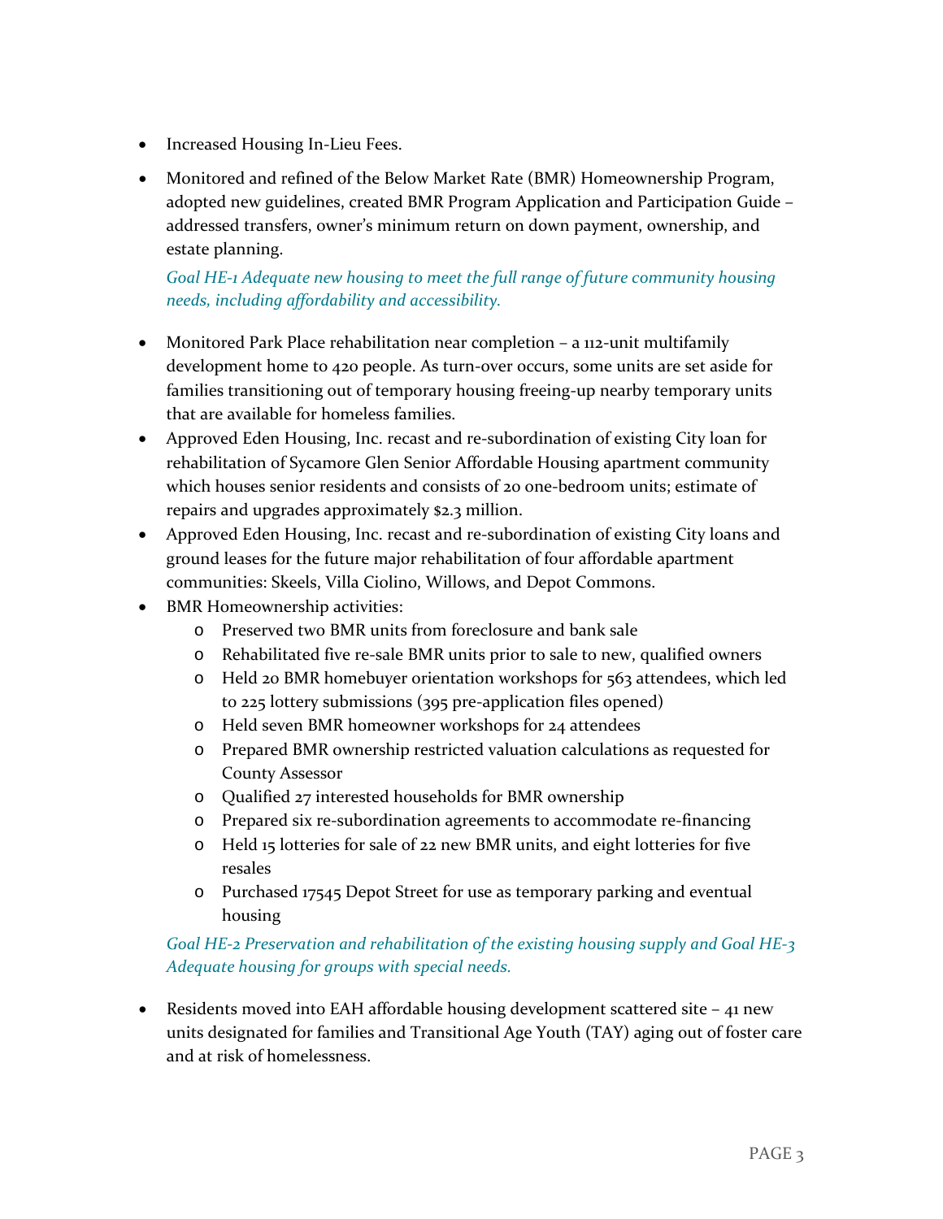- Increased Housing In-Lieu Fees.
- Monitored and refined of the Below Market Rate (BMR) Homeownership Program, adopted new guidelines, created BMR Program Application and Participation Guide – addressed transfers, owner's minimum return on down payment, ownership, and estate planning.

*Goal HE-1 Adequate new housing to meet the full range of future community housing needs, including affordability and accessibility.*

- Monitored Park Place rehabilitation near completion – a 112-unit multifamily development home to 420 people. As turn-over occurs, some units are set aside for families transitioning out of temporary housing freeing-up nearby temporary units that are available for homeless families.
- Approved Eden Housing, Inc. recast and re-subordination of existing City loan for rehabilitation of Sycamore Glen Senior Affordable Housing apartment community which houses senior residents and consists of 20 one-bedroom units; estimate of repairs and upgrades approximately $2.3 million.
- Approved Eden Housing, Inc. recast and re-subordination of existing City loans and ground leases for the future major rehabilitation of four affordable apartment communities: Skeels, Villa Ciolino, Willows, and Depot Commons.
- BMR Homeownership activities:
  - Preserved two BMR units from foreclosure and bank sale
  - Rehabilitated five re-sale BMR units prior to sale to new, qualified owners
  - Held 20 BMR homebuyer orientation workshops for 563 attendees, which led to 225 lottery submissions (395 pre-application files opened)
  - Held seven BMR homeowner workshops for 24 attendees
  - Prepared BMR ownership restricted valuation calculations as requested for County Assessor
  - Qualified 27 interested households for BMR ownership
  - Prepared six re-subordination agreements to accommodate re-financing
  - Held 15 lotteries for sale of 22 new BMR units, and eight lotteries for five resales
  - Purchased 17545 Depot Street for use as temporary parking and eventual housing

*Goal HE-2 Preservation and rehabilitation of the existing housing supply and Goal HE-3 Adequate housing for groups with special needs.*

- Residents moved into EAH affordable housing development scattered site – 41 new units designated for families and Transitional Age Youth (TAY) aging out of foster care and at risk of homelessness.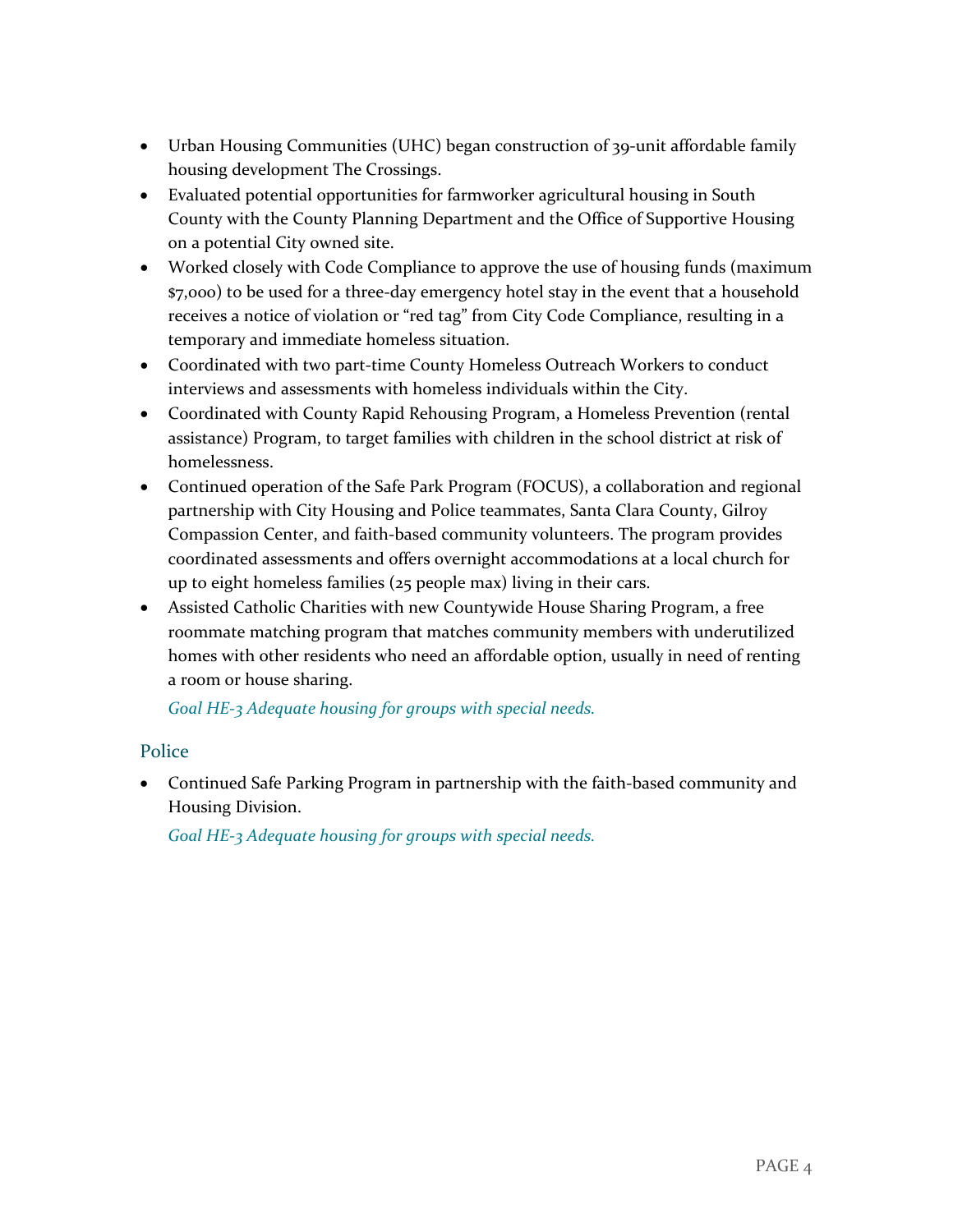- Urban Housing Communities (UHC) began construction of 39-unit affordable family housing development The Crossings.
- Evaluated potential opportunities for farmworker agricultural housing in South County with the County Planning Department and the Office of Supportive Housing on a potential City owned site.
- Worked closely with Code Compliance to approve the use of housing funds (maximum $7,000) to be used for a three-day emergency hotel stay in the event that a household receives a notice of violation or "red tag" from City Code Compliance, resulting in a temporary and immediate homeless situation.
- Coordinated with two part-time County Homeless Outreach Workers to conduct interviews and assessments with homeless individuals within the City.
- Coordinated with County Rapid Rehousing Program, a Homeless Prevention (rental assistance) Program, to target families with children in the school district at risk of homelessness.
- Continued operation of the Safe Park Program (FOCUS), a collaboration and regional partnership with City Housing and Police teammates, Santa Clara County, Gilroy Compassion Center, and faith-based community volunteers. The program provides coordinated assessments and offers overnight accommodations at a local church for up to eight homeless families (25 people max) living in their cars.
- Assisted Catholic Charities with new Countywide House Sharing Program, a free roommate matching program that matches community members with underutilized homes with other residents who need an affordable option, usually in need of renting a room or house sharing.

  *Goal HE-3 Adequate housing for groups with special needs.*

## Police

- Continued Safe Parking Program in partnership with the faith-based community and Housing Division.

  *Goal HE-3 Adequate housing for groups with special needs.*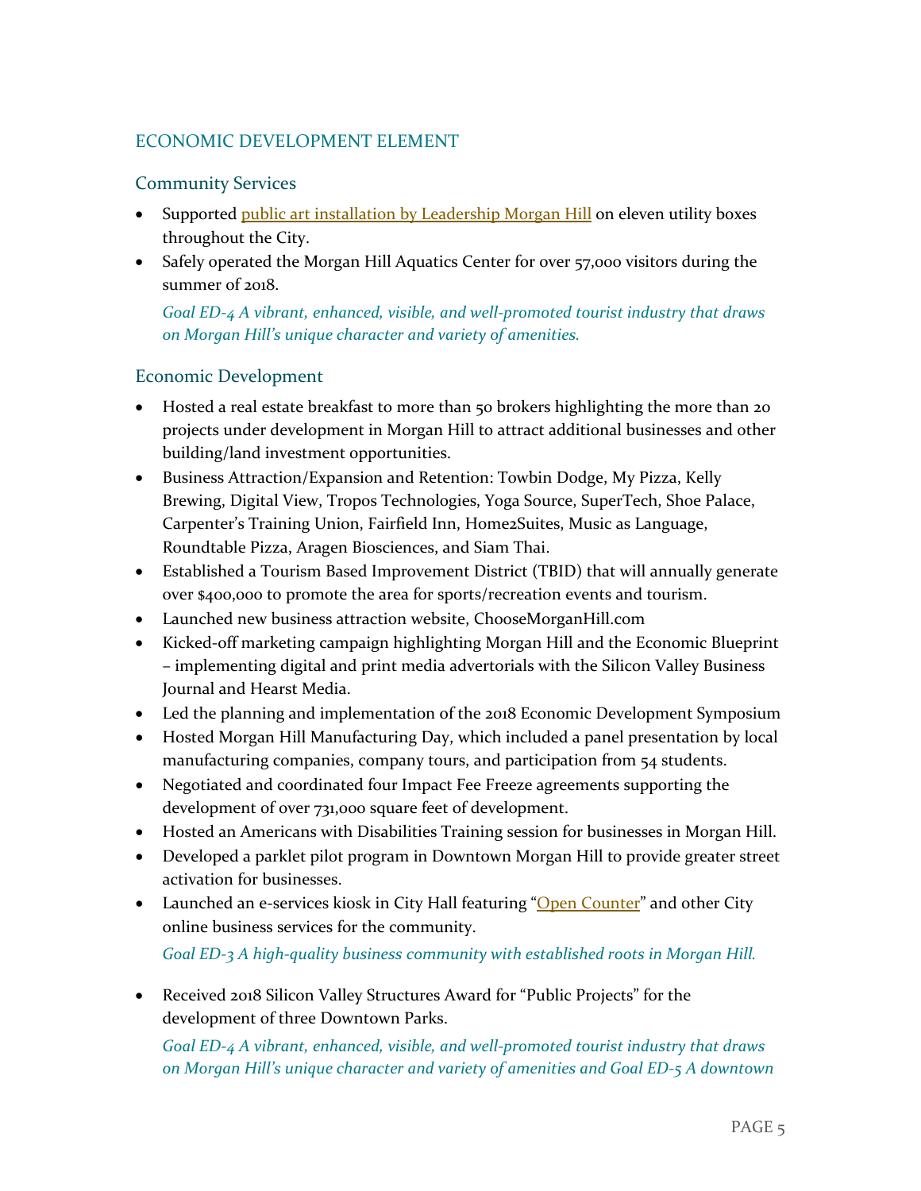## ECONOMIC DEVELOPMENT ELEMENT

### Community Services

- Supported public art installation by Leadership Morgan Hill on eleven utility boxes throughout the City.
- Safely operated the Morgan Hill Aquatics Center for over 57,000 visitors during the summer of 2018.

  *Goal ED-4 A vibrant, enhanced, visible, and well-promoted tourist industry that draws on Morgan Hill's unique character and variety of amenities.*

### Economic Development

- Hosted a real estate breakfast to more than 50 brokers highlighting the more than 20 projects under development in Morgan Hill to attract additional businesses and other building/land investment opportunities.
- Business Attraction/Expansion and Retention: Towbin Dodge, My Pizza, Kelly Brewing, Digital View, Tropos Technologies, Yoga Source, SuperTech, Shoe Palace, Carpenter's Training Union, Fairfield Inn, Home2Suites, Music as Language, Roundtable Pizza, Aragen Biosciences, and Siam Thai.
- Established a Tourism Based Improvement District (TBID) that will annually generate over $400,000 to promote the area for sports/recreation events and tourism.
- Launched new business attraction website, ChooseMorganHill.com
- Kicked-off marketing campaign highlighting Morgan Hill and the Economic Blueprint – implementing digital and print media advertorials with the Silicon Valley Business Journal and Hearst Media.
- Led the planning and implementation of the 2018 Economic Development Symposium
- Hosted Morgan Hill Manufacturing Day, which included a panel presentation by local manufacturing companies, company tours, and participation from 54 students.
- Negotiated and coordinated four Impact Fee Freeze agreements supporting the development of over 731,000 square feet of development.
- Hosted an Americans with Disabilities Training session for businesses in Morgan Hill.
- Developed a parklet pilot program in Downtown Morgan Hill to provide greater street activation for businesses.
- Launched an e-services kiosk in City Hall featuring "Open Counter" and other City online business services for the community.

  *Goal ED-3 A high-quality business community with established roots in Morgan Hill.*

- Received 2018 Silicon Valley Structures Award for "Public Projects" for the development of three Downtown Parks.

  *Goal ED-4 A vibrant, enhanced, visible, and well-promoted tourist industry that draws on Morgan Hill's unique character and variety of amenities and Goal ED-5 A downtown*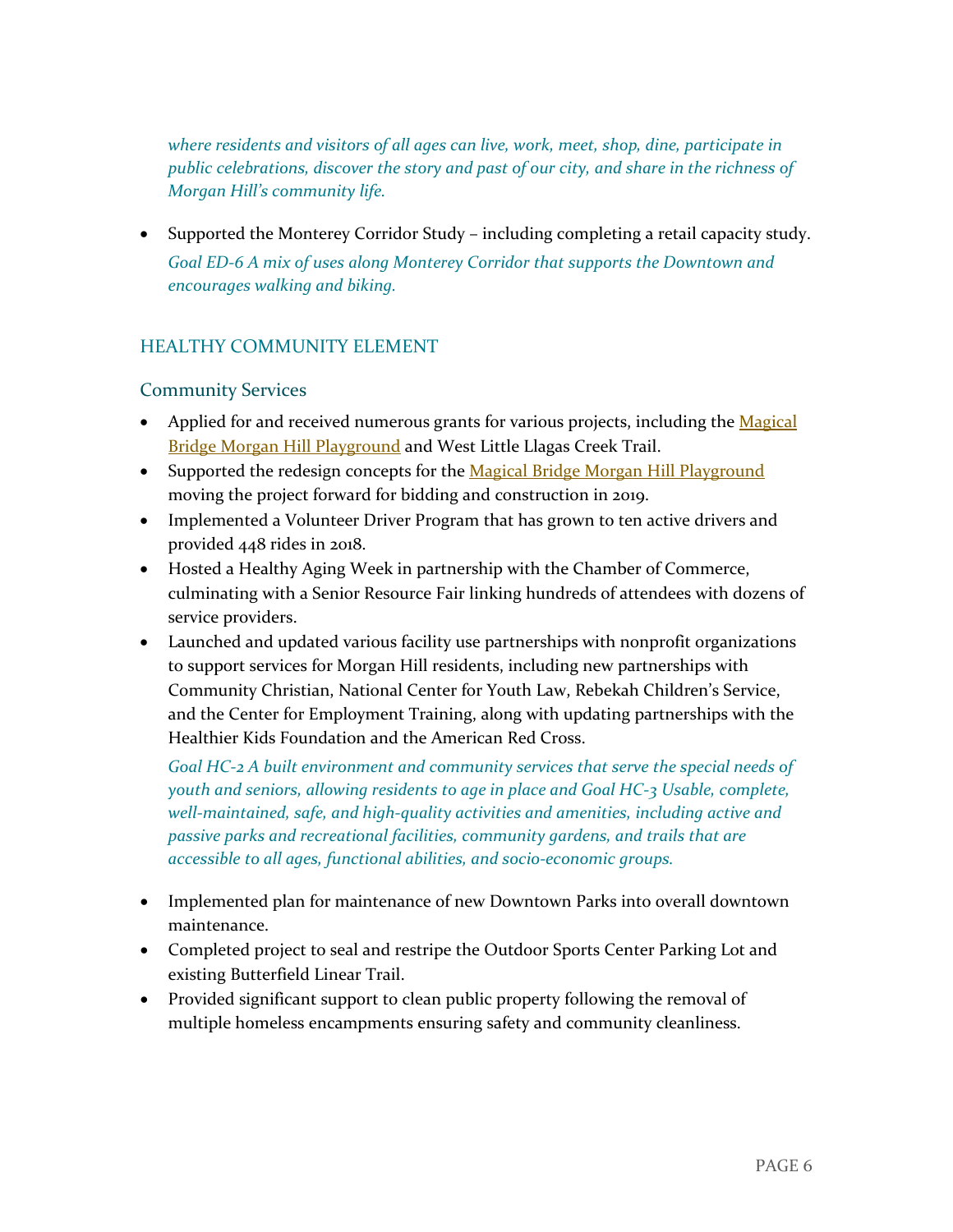*where residents and visitors of all ages can live, work, meet, shop, dine, participate in public celebrations, discover the story and past of our city, and share in the richness of Morgan Hill's community life.*

- Supported the Monterey Corridor Study – including completing a retail capacity study.

  *Goal ED-6 A mix of uses along Monterey Corridor that supports the Downtown and encourages walking and biking.*

## HEALTHY COMMUNITY ELEMENT

### Community Services

- Applied for and received numerous grants for various projects, including the Magical Bridge Morgan Hill Playground and West Little Llagas Creek Trail.
- Supported the redesign concepts for the Magical Bridge Morgan Hill Playground moving the project forward for bidding and construction in 2019.
- Implemented a Volunteer Driver Program that has grown to ten active drivers and provided 448 rides in 2018.
- Hosted a Healthy Aging Week in partnership with the Chamber of Commerce, culminating with a Senior Resource Fair linking hundreds of attendees with dozens of service providers.
- Launched and updated various facility use partnerships with nonprofit organizations to support services for Morgan Hill residents, including new partnerships with Community Christian, National Center for Youth Law, Rebekah Children's Service, and the Center for Employment Training, along with updating partnerships with the Healthier Kids Foundation and the American Red Cross.

  *Goal HC-2 A built environment and community services that serve the special needs of youth and seniors, allowing residents to age in place and Goal HC-3 Usable, complete, well-maintained, safe, and high-quality activities and amenities, including active and passive parks and recreational facilities, community gardens, and trails that are accessible to all ages, functional abilities, and socio-economic groups.*

- Implemented plan for maintenance of new Downtown Parks into overall downtown maintenance.
- Completed project to seal and restripe the Outdoor Sports Center Parking Lot and existing Butterfield Linear Trail.
- Provided significant support to clean public property following the removal of multiple homeless encampments ensuring safety and community cleanliness.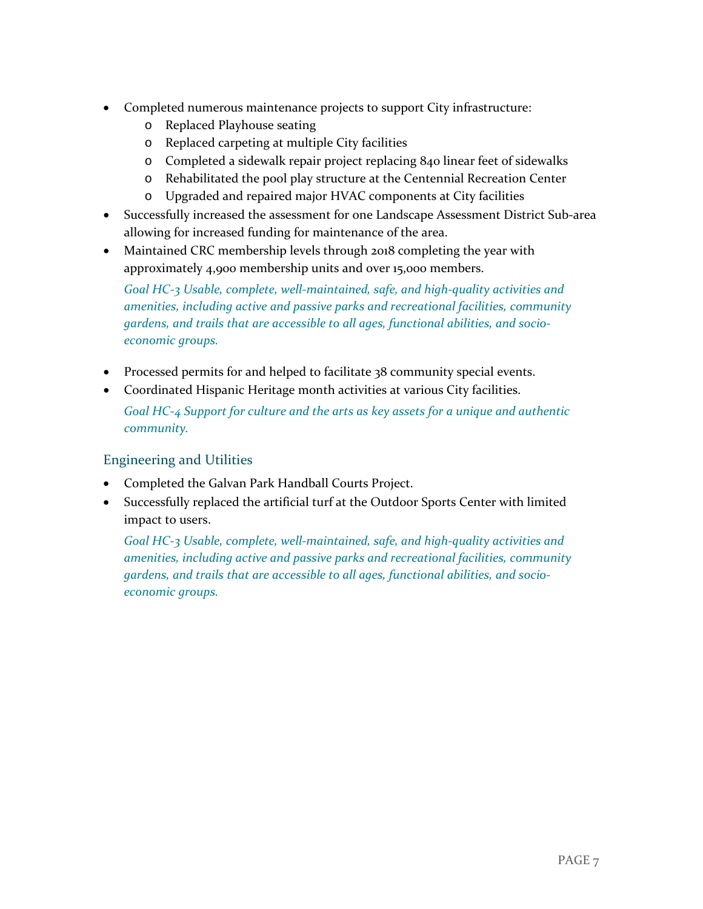- Completed numerous maintenance projects to support City infrastructure:
  - Replaced Playhouse seating
  - Replaced carpeting at multiple City facilities
  - Completed a sidewalk repair project replacing 840 linear feet of sidewalks
  - Rehabilitated the pool play structure at the Centennial Recreation Center
  - Upgraded and repaired major HVAC components at City facilities
- Successfully increased the assessment for one Landscape Assessment District Sub-area allowing for increased funding for maintenance of the area.
- Maintained CRC membership levels through 2018 completing the year with approximately 4,900 membership units and over 15,000 members.

  *Goal HC-3 Usable, complete, well-maintained, safe, and high-quality activities and amenities, including active and passive parks and recreational facilities, community gardens, and trails that are accessible to all ages, functional abilities, and socio-economic groups.*

- Processed permits for and helped to facilitate 38 community special events.
- Coordinated Hispanic Heritage month activities at various City facilities.

  *Goal HC-4 Support for culture and the arts as key assets for a unique and authentic community.*

## Engineering and Utilities

- Completed the Galvan Park Handball Courts Project.
- Successfully replaced the artificial turf at the Outdoor Sports Center with limited impact to users.

  *Goal HC-3 Usable, complete, well-maintained, safe, and high-quality activities and amenities, including active and passive parks and recreational facilities, community gardens, and trails that are accessible to all ages, functional abilities, and socio-economic groups.*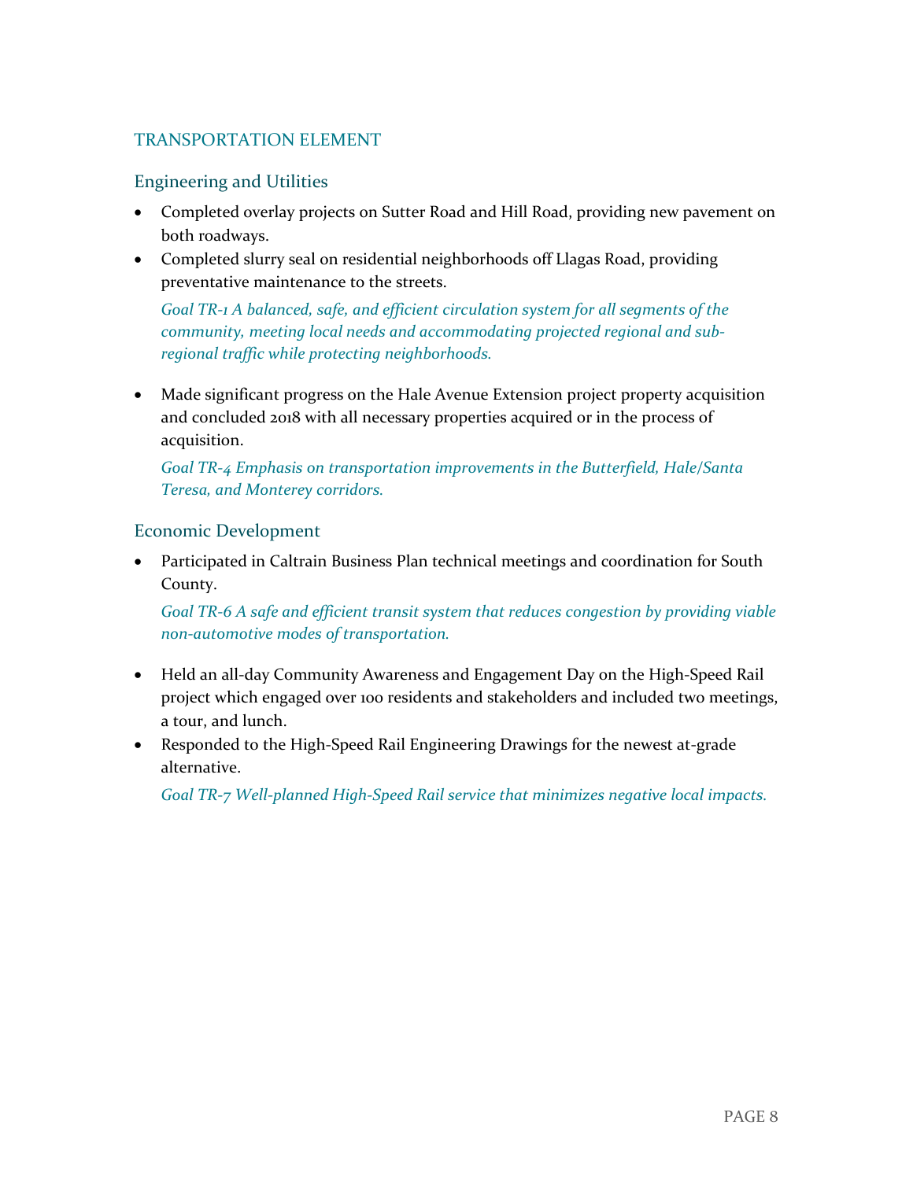## TRANSPORTATION ELEMENT

### Engineering and Utilities

- Completed overlay projects on Sutter Road and Hill Road, providing new pavement on both roadways.
- Completed slurry seal on residential neighborhoods off Llagas Road, providing preventative maintenance to the streets.

  *Goal TR-1 A balanced, safe, and efficient circulation system for all segments of the community, meeting local needs and accommodating projected regional and sub-regional traffic while protecting neighborhoods.*

- Made significant progress on the Hale Avenue Extension project property acquisition and concluded 2018 with all necessary properties acquired or in the process of acquisition.

  *Goal TR-4 Emphasis on transportation improvements in the Butterfield, Hale/Santa Teresa, and Monterey corridors.*

### Economic Development

- Participated in Caltrain Business Plan technical meetings and coordination for South County.

  *Goal TR-6 A safe and efficient transit system that reduces congestion by providing viable non-automotive modes of transportation.*

- Held an all-day Community Awareness and Engagement Day on the High-Speed Rail project which engaged over 100 residents and stakeholders and included two meetings, a tour, and lunch.
- Responded to the High-Speed Rail Engineering Drawings for the newest at-grade alternative.

  *Goal TR-7 Well-planned High-Speed Rail service that minimizes negative local impacts.*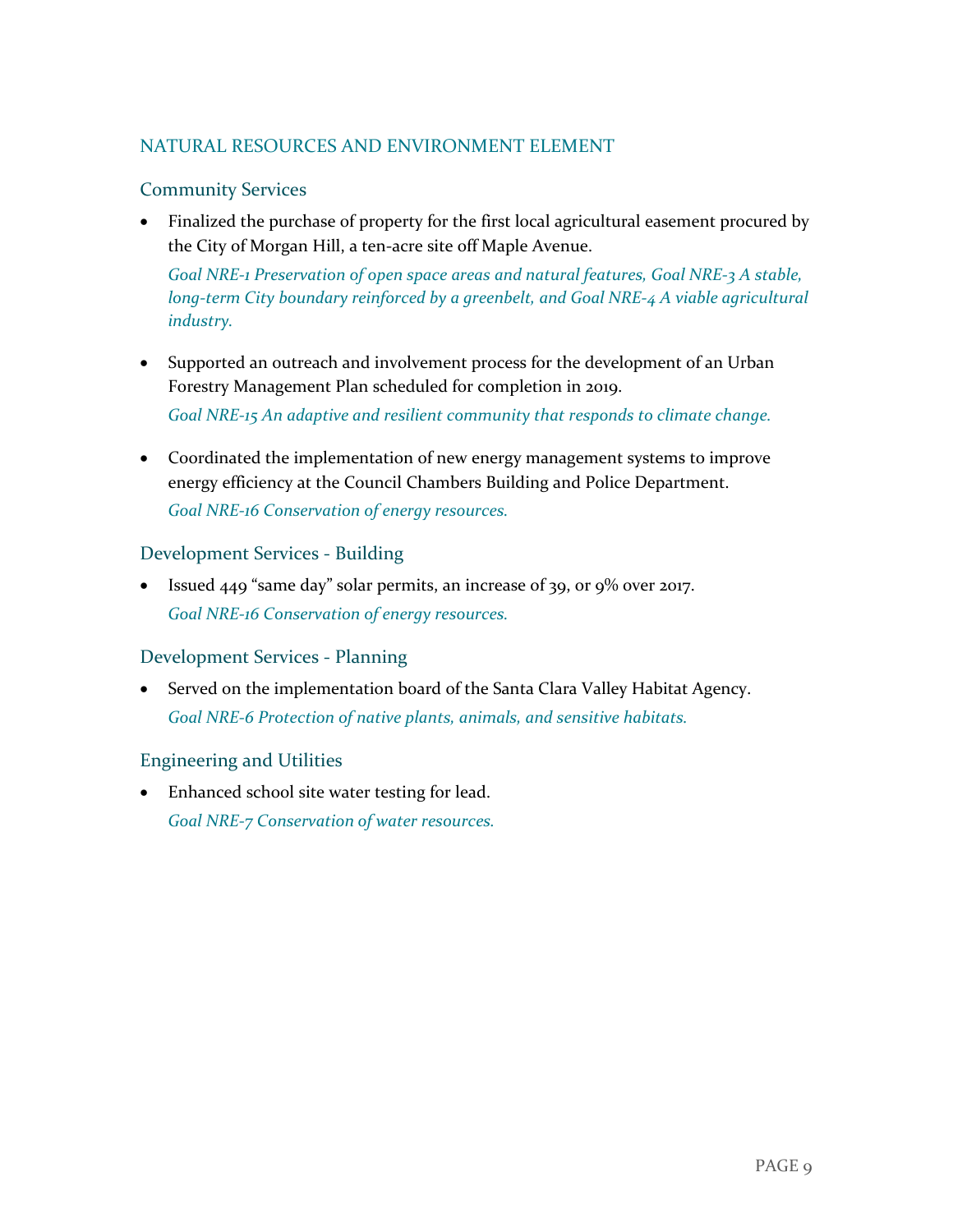## NATURAL RESOURCES AND ENVIRONMENT ELEMENT

### Community Services

- Finalized the purchase of property for the first local agricultural easement procured by the City of Morgan Hill, a ten-acre site off Maple Avenue.

  *Goal NRE-1 Preservation of open space areas and natural features, Goal NRE-3 A stable, long-term City boundary reinforced by a greenbelt, and Goal NRE-4 A viable agricultural industry.*

- Supported an outreach and involvement process for the development of an Urban Forestry Management Plan scheduled for completion in 2019.

  *Goal NRE-15 An adaptive and resilient community that responds to climate change.*

- Coordinated the implementation of new energy management systems to improve energy efficiency at the Council Chambers Building and Police Department.

  *Goal NRE-16 Conservation of energy resources.*

### Development Services - Building

- Issued 449 "same day" solar permits, an increase of 39, or 9% over 2017.

  *Goal NRE-16 Conservation of energy resources.*

### Development Services - Planning

- Served on the implementation board of the Santa Clara Valley Habitat Agency.

  *Goal NRE-6 Protection of native plants, animals, and sensitive habitats.*

### Engineering and Utilities

- Enhanced school site water testing for lead.

  *Goal NRE-7 Conservation of water resources.*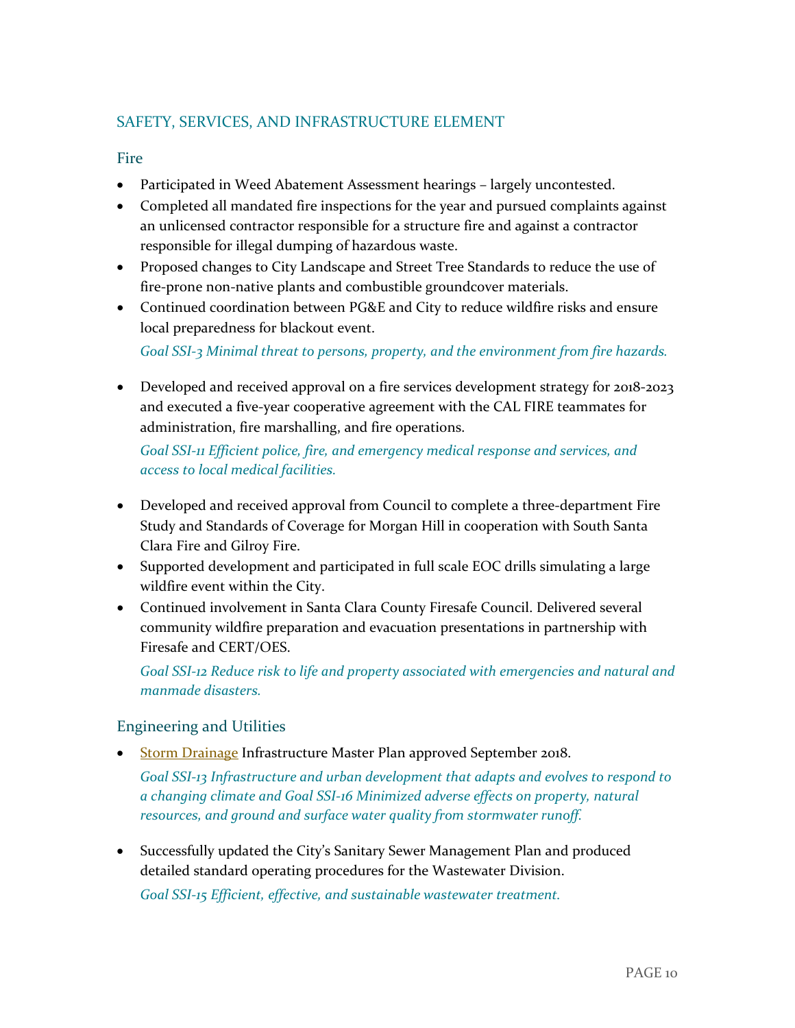## SAFETY, SERVICES, AND INFRASTRUCTURE ELEMENT

### Fire

- Participated in Weed Abatement Assessment hearings – largely uncontested.
- Completed all mandated fire inspections for the year and pursued complaints against an unlicensed contractor responsible for a structure fire and against a contractor responsible for illegal dumping of hazardous waste.
- Proposed changes to City Landscape and Street Tree Standards to reduce the use of fire-prone non-native plants and combustible groundcover materials.
- Continued coordination between PG&E and City to reduce wildfire risks and ensure local preparedness for blackout event.

  *Goal SSI-3 Minimal threat to persons, property, and the environment from fire hazards.*

- Developed and received approval on a fire services development strategy for 2018-2023 and executed a five-year cooperative agreement with the CAL FIRE teammates for administration, fire marshalling, and fire operations.

  *Goal SSI-11 Efficient police, fire, and emergency medical response and services, and access to local medical facilities.*

- Developed and received approval from Council to complete a three-department Fire Study and Standards of Coverage for Morgan Hill in cooperation with South Santa Clara Fire and Gilroy Fire.
- Supported development and participated in full scale EOC drills simulating a large wildfire event within the City.
- Continued involvement in Santa Clara County Firesafe Council. Delivered several community wildfire preparation and evacuation presentations in partnership with Firesafe and CERT/OES.

  *Goal SSI-12 Reduce risk to life and property associated with emergencies and natural and manmade disasters.*

### Engineering and Utilities

- Storm Drainage Infrastructure Master Plan approved September 2018.

  *Goal SSI-13 Infrastructure and urban development that adapts and evolves to respond to a changing climate and Goal SSI-16 Minimized adverse effects on property, natural resources, and ground and surface water quality from stormwater runoff.*

- Successfully updated the City's Sanitary Sewer Management Plan and produced detailed standard operating procedures for the Wastewater Division.

  *Goal SSI-15 Efficient, effective, and sustainable wastewater treatment.*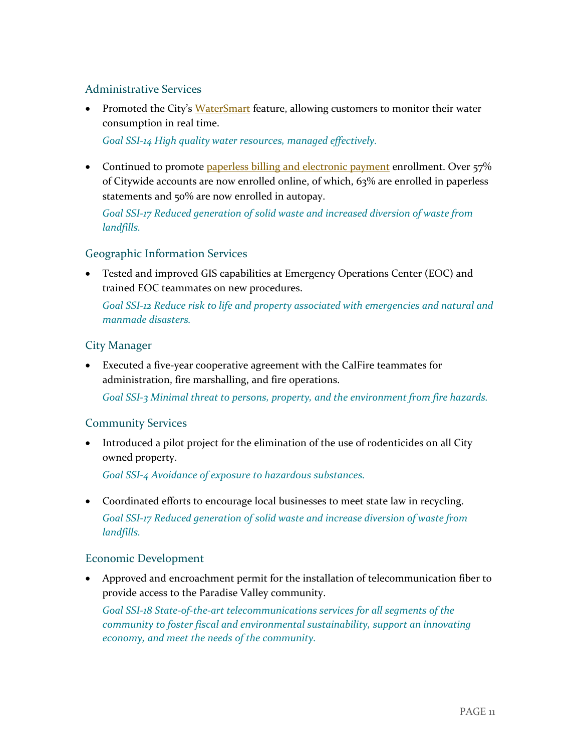### Administrative Services

- Promoted the City's WaterSmart feature, allowing customers to monitor their water consumption in real time.

  *Goal SSI-14 High quality water resources, managed effectively.*

- Continued to promote paperless billing and electronic payment enrollment. Over 57% of Citywide accounts are now enrolled online, of which, 63% are enrolled in paperless statements and 50% are now enrolled in autopay.

  *Goal SSI-17 Reduced generation of solid waste and increased diversion of waste from landfills.*

### Geographic Information Services

- Tested and improved GIS capabilities at Emergency Operations Center (EOC) and trained EOC teammates on new procedures.

  *Goal SSI-12 Reduce risk to life and property associated with emergencies and natural and manmade disasters.*

### City Manager

- Executed a five-year cooperative agreement with the CalFire teammates for administration, fire marshalling, and fire operations.

  *Goal SSI-3 Minimal threat to persons, property, and the environment from fire hazards.*

### Community Services

- Introduced a pilot project for the elimination of the use of rodenticides on all City owned property.

  *Goal SSI-4 Avoidance of exposure to hazardous substances.*

- Coordinated efforts to encourage local businesses to meet state law in recycling.

  *Goal SSI-17 Reduced generation of solid waste and increase diversion of waste from landfills.*

### Economic Development

- Approved and encroachment permit for the installation of telecommunication fiber to provide access to the Paradise Valley community.

  *Goal SSI-18 State-of-the-art telecommunications services for all segments of the community to foster fiscal and environmental sustainability, support an innovating economy, and meet the needs of the community.*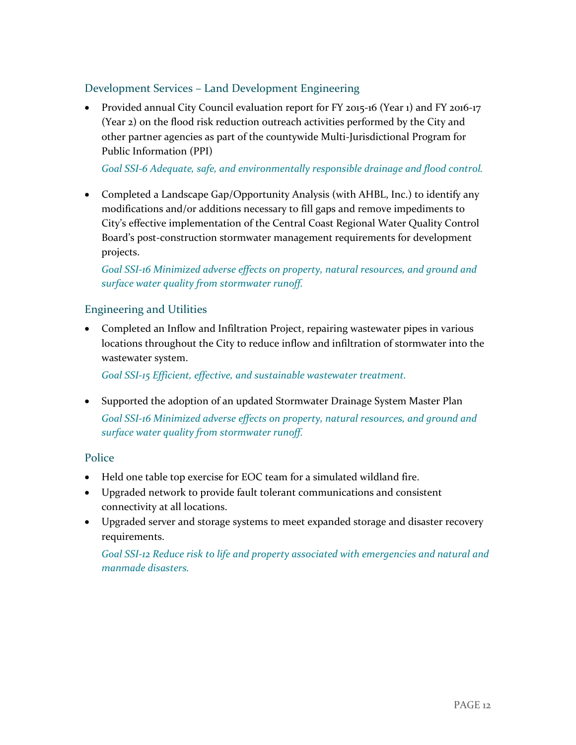### Development Services – Land Development Engineering

- Provided annual City Council evaluation report for FY 2015-16 (Year 1) and FY 2016-17 (Year 2) on the flood risk reduction outreach activities performed by the City and other partner agencies as part of the countywide Multi-Jurisdictional Program for Public Information (PPI)

  *Goal SSI-6 Adequate, safe, and environmentally responsible drainage and flood control.*

- Completed a Landscape Gap/Opportunity Analysis (with AHBL, Inc.) to identify any modifications and/or additions necessary to fill gaps and remove impediments to City's effective implementation of the Central Coast Regional Water Quality Control Board's post-construction stormwater management requirements for development projects.

  *Goal SSI-16 Minimized adverse effects on property, natural resources, and ground and surface water quality from stormwater runoff.*

### Engineering and Utilities

- Completed an Inflow and Infiltration Project, repairing wastewater pipes in various locations throughout the City to reduce inflow and infiltration of stormwater into the wastewater system.

  *Goal SSI-15 Efficient, effective, and sustainable wastewater treatment.*

- Supported the adoption of an updated Stormwater Drainage System Master Plan

  *Goal SSI-16 Minimized adverse effects on property, natural resources, and ground and surface water quality from stormwater runoff.*

### Police

- Held one table top exercise for EOC team for a simulated wildland fire.
- Upgraded network to provide fault tolerant communications and consistent connectivity at all locations.
- Upgraded server and storage systems to meet expanded storage and disaster recovery requirements.

  *Goal SSI-12 Reduce risk to life and property associated with emergencies and natural and manmade disasters.*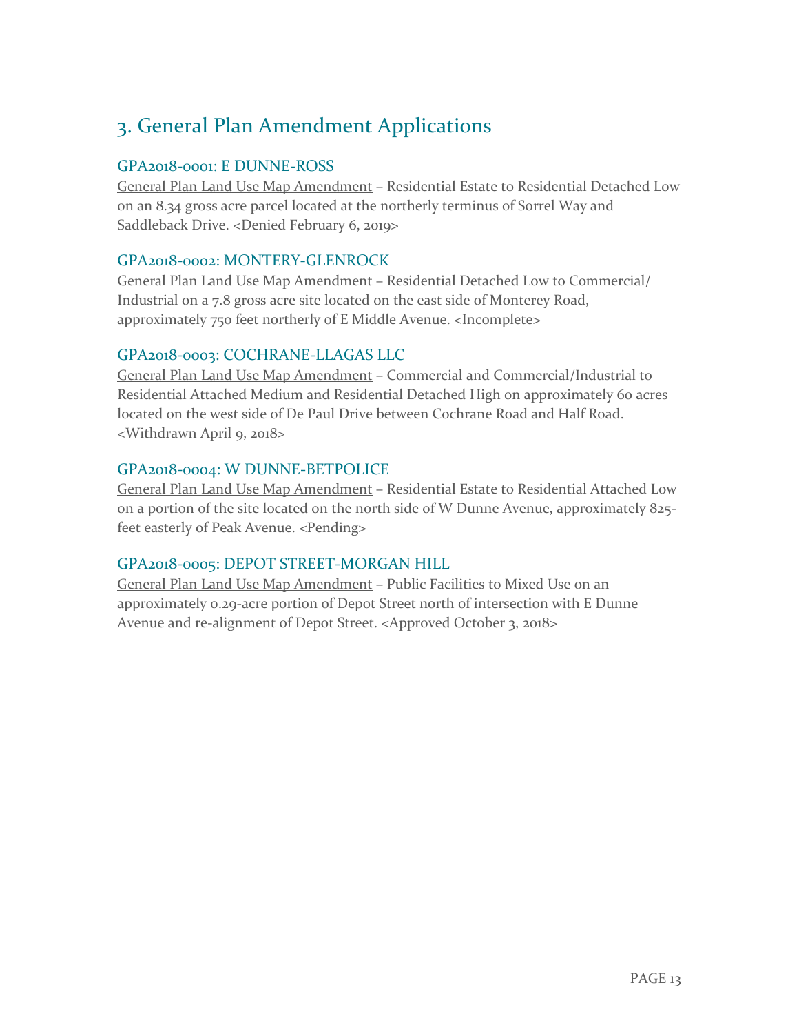## 3. General Plan Amendment Applications

### GPA2018-0001: E DUNNE-ROSS

General Plan Land Use Map Amendment – Residential Estate to Residential Detached Low on an 8.34 gross acre parcel located at the northerly terminus of Sorrel Way and Saddleback Drive. <Denied February 6, 2019>

### GPA2018-0002: MONTERY-GLENROCK

General Plan Land Use Map Amendment – Residential Detached Low to Commercial/ Industrial on a 7.8 gross acre site located on the east side of Monterey Road, approximately 750 feet northerly of E Middle Avenue. <Incomplete>

### GPA2018-0003: COCHRANE-LLAGAS LLC

General Plan Land Use Map Amendment – Commercial and Commercial/Industrial to Residential Attached Medium and Residential Detached High on approximately 60 acres located on the west side of De Paul Drive between Cochrane Road and Half Road. <Withdrawn April 9, 2018>

### GPA2018-0004: W DUNNE-BETPOLICE

General Plan Land Use Map Amendment – Residential Estate to Residential Attached Low on a portion of the site located on the north side of W Dunne Avenue, approximately 825-feet easterly of Peak Avenue. <Pending>

### GPA2018-0005: DEPOT STREET-MORGAN HILL

General Plan Land Use Map Amendment – Public Facilities to Mixed Use on an approximately 0.29-acre portion of Depot Street north of intersection with E Dunne Avenue and re-alignment of Depot Street. <Approved October 3, 2018>